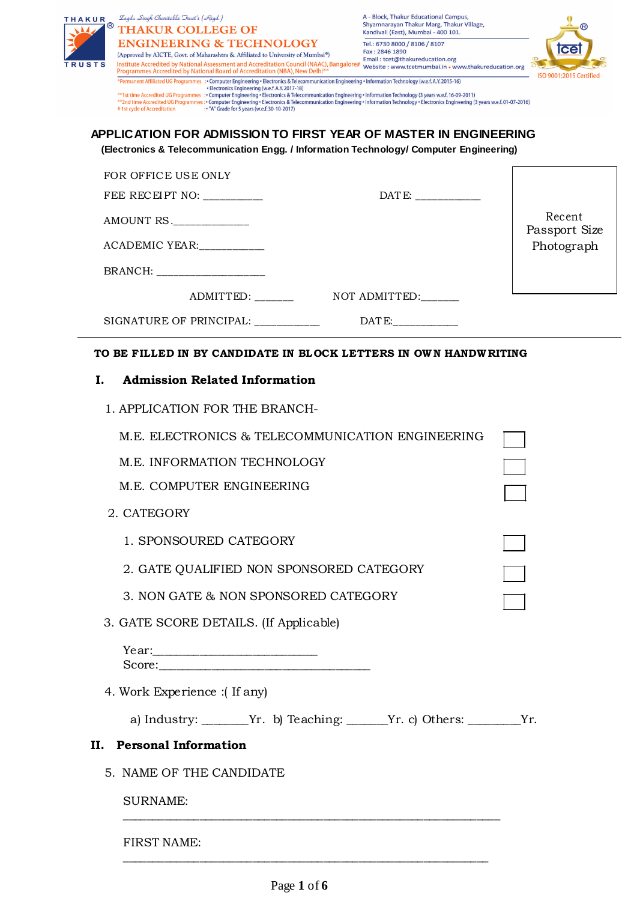THAKUR TRUSTS

Zagdu Singh Charitable Trust's (Regd.)

**THAKUR COLLEGE OF ENGINEERING & TECHNOLOGY**

(Approved by AICTE, Govt. of Maharashtra & Affiliated to University of Mumbai*)

Institute Accredited by National Assessment and Accreditation Council (NAAC), Bangalore#

Programmes Accredited by National Board of Accreditation (NBA), New Delhi**

A - Block, Thakur Educational Campus, Shyamnarayan Thakur Marg, Thakur Village, Kandivali (East), Mumbai - 400 101.

Tel.: 6730 8000 / 8106 / 8107

Fax : 2846 1890

Email : tcet@thakureducation.org

Website : www.tcetmumbai.in • www.thakureducation.org

ISO 9001:2015 Certified

*Permanent Affiliated UG Programmes : • Computer Engineering • Electronics & Telecommunication Engineering • Information Technology (w.e.f. A.Y. 2015-16) • Electronics Engineering (w.e.f. A.Y. 2017-18)

**1st time Accredited UG Programmes : • Computer Engineering • Electronics & Telecommunication Engineering • Information Technology (3 years w.e.f. 16-09-2011)

**2nd time Accredited UG Programmes : • Computer Engineering • Electronics & Telecommunication Engineering • Information Technology • Electronics Engineering (3 years w.e.f. 01-07-2016)

# 1st cycle of Accreditation : • "A" Grade for 5 years (w.e.f. 30-10-2017)

# APPLICATION FOR ADMISSION TO FIRST YEAR OF MASTER IN ENGINEERING

**(Electronics & Telecommunication Engg. / Information Technology/ Computer Engineering)**

FOR OFFICE USE ONLY

FEE RECEIPT NO: __________ DATE: ___________

AMOUNT RS._____________

ACADEMIC YEAR:___________

BRANCH: ___________________

ADMITTED: _______ NOT ADMITTED:______

SIGNATURE OF PRINCIPAL: ___________ DATE:___________

Recent Passport Size Photograph

---

**TO BE FILLED IN BY CANDIDATE IN BLOCK LETTERS IN OWN HANDWRITING**

## I. Admission Related Information

1. APPLICATION FOR THE BRANCH-

   M.E. ELECTRONICS & TELECOMMUNICATION ENGINEERING ☐

   M.E. INFORMATION TECHNOLOGY ☐

   M.E. COMPUTER ENGINEERING ☐

2. CATEGORY

   1. SPONSOURED CATEGORY ☐
   2. GATE QUALIFIED NON SPONSORED CATEGORY ☐
   3. NON GATE & NON SPONSORED CATEGORY ☐

3. GATE SCORE DETAILS. (If Applicable)

   Year:___________________________

   Score:_________________________________

4. Work Experience :( If any)

   a) Industry: _______Yr. b) Teaching: ______Yr. c) Others: ________Yr.

## II. Personal Information

5. NAME OF THE CANDIDATE

   SURNAME:

   ______________________________________________________________

   FIRST NAME:

   ____________________________________________________________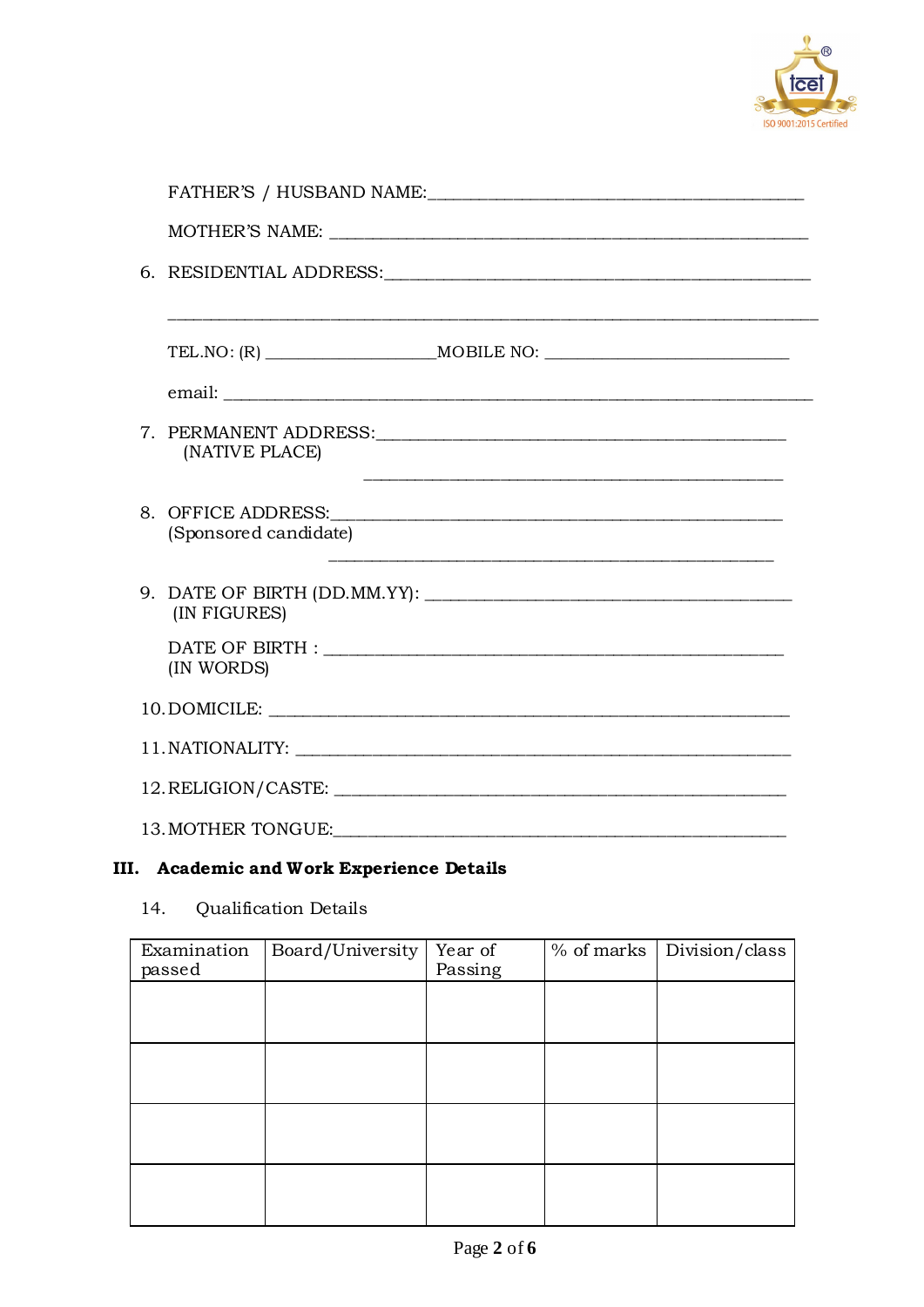FATHER'S / HUSBAND NAME:_______________________________________

MOTHER'S NAME: _______________________________________________

6. RESIDENTIAL ADDRESS:_______________________________________

_______________________________________________________________

TEL.NO: (R) _________________MOBILE NO: _________________________

email: _________________________________________________________

7. PERMANENT ADDRESS:_________________________________________
   (NATIVE PLACE)

   _____________________________________________

8. OFFICE ADDRESS:____________________________________________
   (Sponsored candidate)

   _____________________________________________

9. DATE OF BIRTH (DD.MM.YY): ________________________________
   (IN FIGURES)

   DATE OF BIRTH : _____________________________________________
   (IN WORDS)

10. DOMICILE: __________________________________________________

11. NATIONALITY: _______________________________________________

12. RELIGION/CASTE: _____________________________________________

13. MOTHER TONGUE:______________________________________________

## III. Academic and Work Experience Details

14. Qualification Details

| Examination passed | Board/University | Year of Passing | % of marks | Division/class |
|---|---|---|---|---|
| | | | | |
| | | | | |
| | | | | |
| | | | | |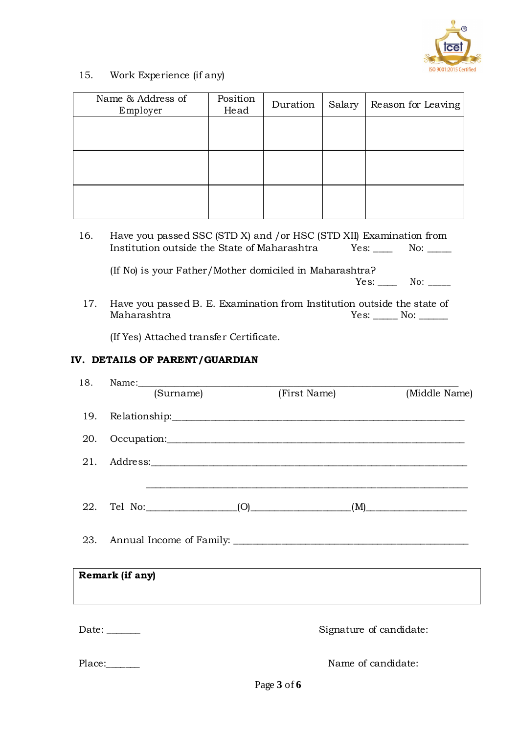15. Work Experience (if any)

| Name & Address of Employer | Position Head | Duration | Salary | Reason for Leaving |
|---|---|---|---|---|
| | | | | |
| | | | | |
| | | | | |

16. Have you passed SSC (STD X) and /or HSC (STD XII) Examination from Institution outside the State of Maharashtra Yes: ____ No: _____

    (If No) is your Father/Mother domiciled in Maharashtra? Yes: ____ No: _____

17. Have you passed B. E. Examination from Institution outside the state of Maharashtra Yes: _____ No: ______

    (If Yes) Attached transfer Certificate.

## IV. DETAILS OF PARENT/GUARDIAN

18. Name:_______________________________________________________________
    (Surname) (First Name) (Middle Name)

19. Relationship:_______________________________________________________

20. Occupation:_________________________________________________________

21. Address:____________________________________________________________

    ____________________________________________________________________

22. Tel No:__________________(O)____________________(M)____________________

23. Annual Income of Family: ___________________________________________

| **Remark (if any)** |
|---|
| |

Date: _______ Signature of candidate:

Place:_______ Name of candidate: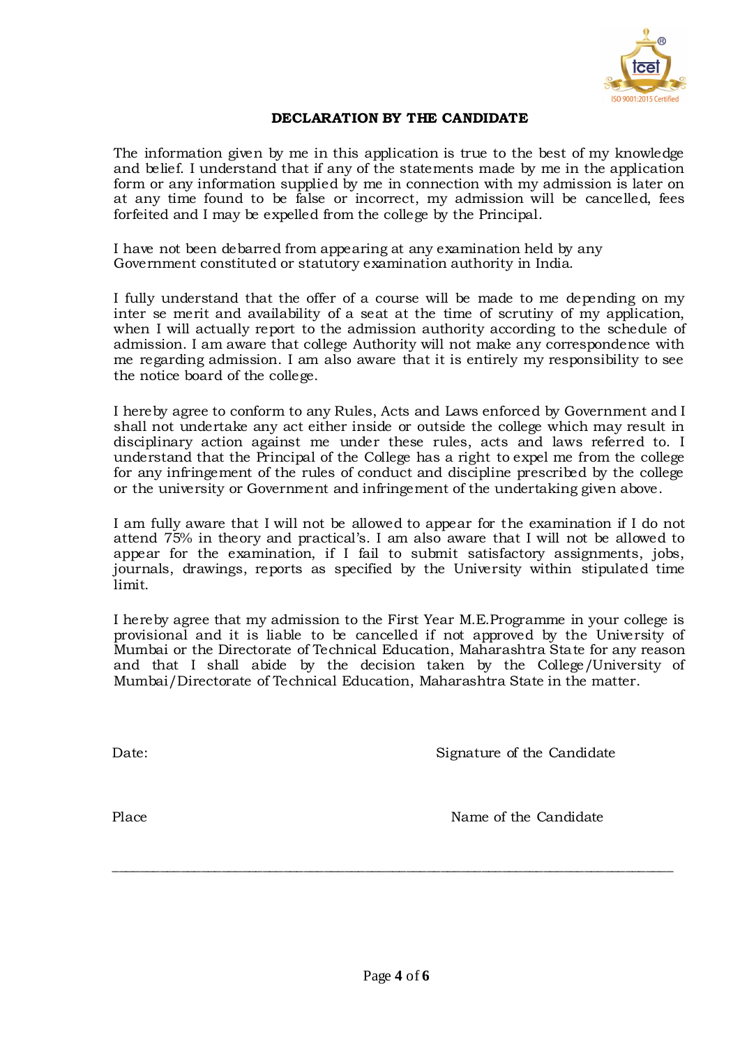## DECLARATION BY THE CANDIDATE

The information given by me in this application is true to the best of my knowledge and belief. I understand that if any of the statements made by me in the application form or any information supplied by me in connection with my admission is later on at any time found to be false or incorrect, my admission will be cancelled, fees forfeited and I may be expelled from the college by the Principal.

I have not been debarred from appearing at any examination held by any Government constituted or statutory examination authority in India.

I fully understand that the offer of a course will be made to me depending on my inter se merit and availability of a seat at the time of scrutiny of my application, when I will actually report to the admission authority according to the schedule of admission. I am aware that college Authority will not make any correspondence with me regarding admission. I am also aware that it is entirely my responsibility to see the notice board of the college.

I hereby agree to conform to any Rules, Acts and Laws enforced by Government and I shall not undertake any act either inside or outside the college which may result in disciplinary action against me under these rules, acts and laws referred to. I understand that the Principal of the College has a right to expel me from the college for any infringement of the rules of conduct and discipline prescribed by the college or the university or Government and infringement of the undertaking given above.

I am fully aware that I will not be allowed to appear for the examination if I do not attend 75% in theory and practical's. I am also aware that I will not be allowed to appear for the examination, if I fail to submit satisfactory assignments, jobs, journals, drawings, reports as specified by the University within stipulated time limit.

I hereby agree that my admission to the First Year M.E.Programme in your college is provisional and it is liable to be cancelled if not approved by the University of Mumbai or the Directorate of Technical Education, Maharashtra State for any reason and that I shall abide by the decision taken by the College/University of Mumbai/Directorate of Technical Education, Maharashtra State in the matter.

Date: Signature of the Candidate

Place Name of the Candidate

---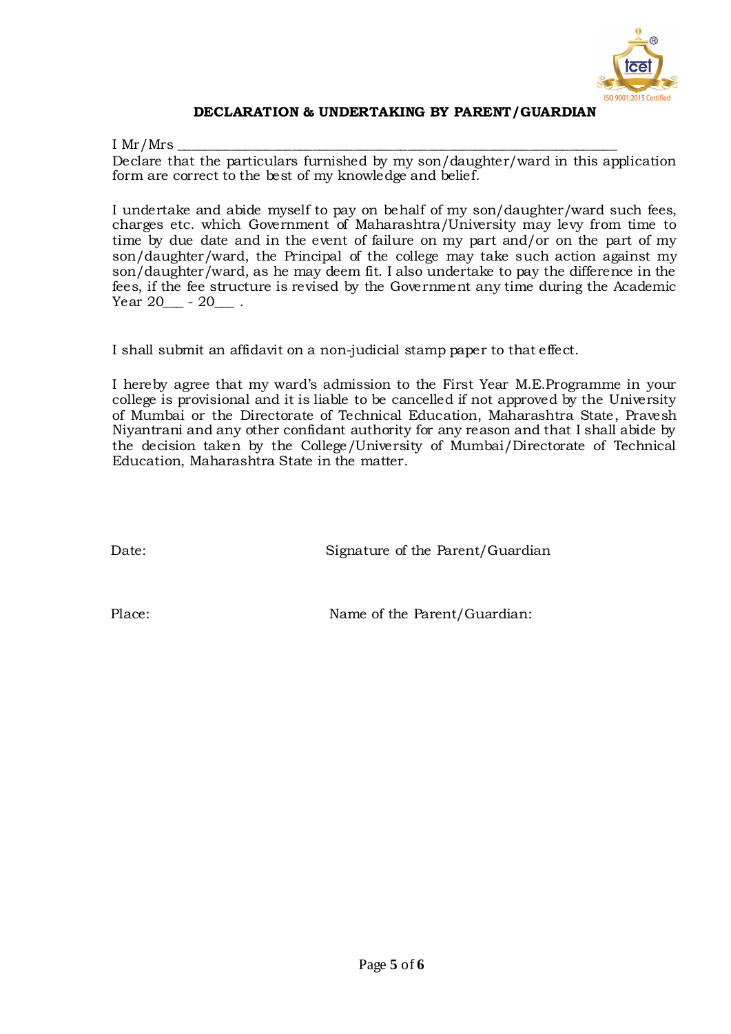## DECLARATION & UNDERTAKING BY PARENT/GUARDIAN

I Mr/Mrs ______________________________________________________________
Declare that the particulars furnished by my son/daughter/ward in this application form are correct to the best of my knowledge and belief.

I undertake and abide myself to pay on behalf of my son/daughter/ward such fees, charges etc. which Government of Maharashtra/University may levy from time to time by due date and in the event of failure on my part and/or on the part of my son/daughter/ward, the Principal of the college may take such action against my son/daughter/ward, as he may deem fit. I also undertake to pay the difference in the fees, if the fee structure is revised by the Government any time during the Academic Year 20___ - 20___ .

I shall submit an affidavit on a non-judicial stamp paper to that effect.

I hereby agree that my ward's admission to the First Year M.E.Programme in your college is provisional and it is liable to be cancelled if not approved by the University of Mumbai or the Directorate of Technical Education, Maharashtra State, Pravesh Niyantrani and any other confidant authority for any reason and that I shall abide by the decision taken by the College/University of Mumbai/Directorate of Technical Education, Maharashtra State in the matter.

Date: Signature of the Parent/Guardian

Place: Name of the Parent/Guardian: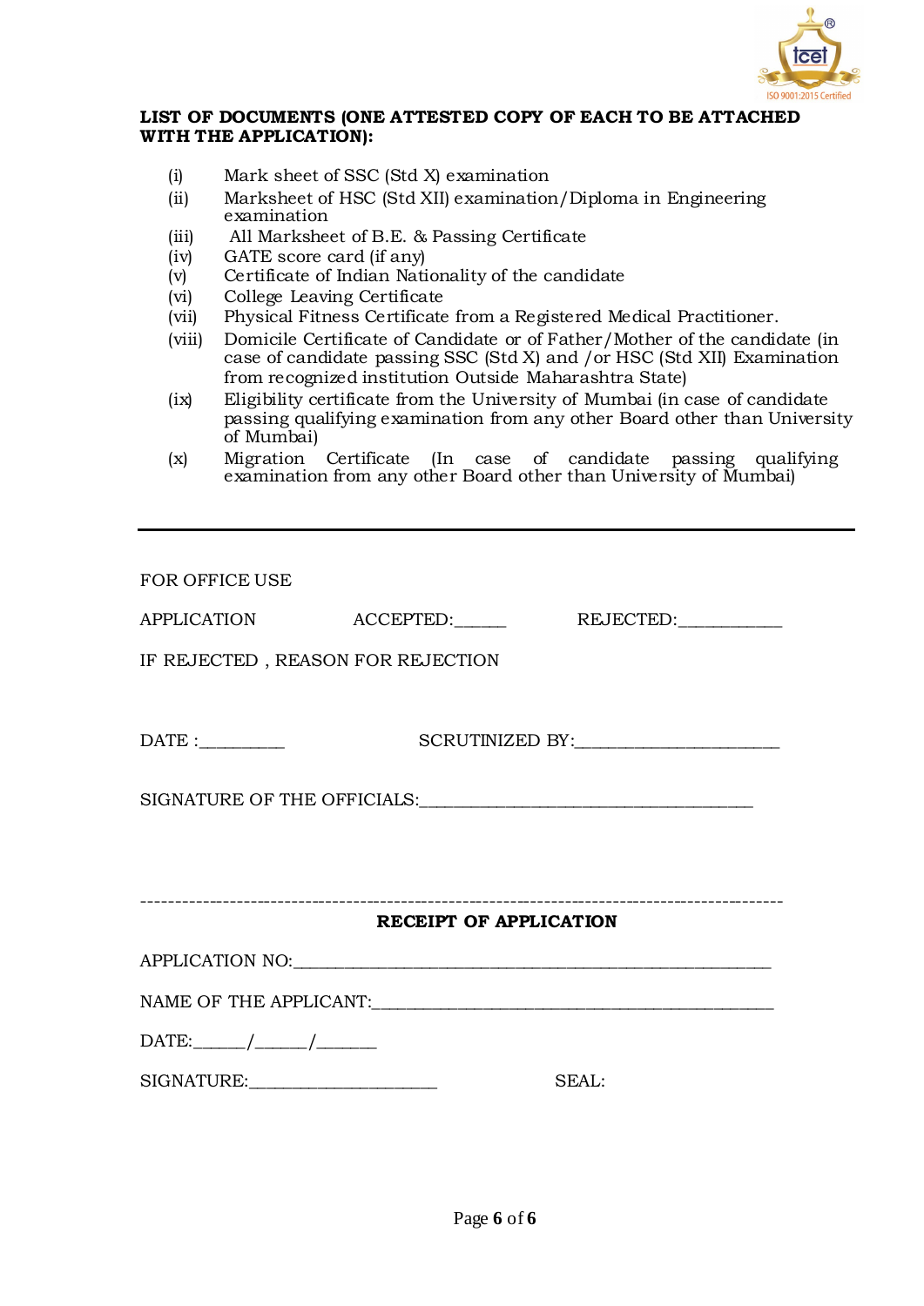**LIST OF DOCUMENTS (ONE ATTESTED COPY OF EACH TO BE ATTACHED WITH THE APPLICATION):**

(i) Mark sheet of SSC (Std X) examination

(ii) Marksheet of HSC (Std XII) examination/Diploma in Engineering examination

(iii) All Marksheet of B.E. & Passing Certificate

(iv) GATE score card (if any)

(v) Certificate of Indian Nationality of the candidate

(vi) College Leaving Certificate

(vii) Physical Fitness Certificate from a Registered Medical Practitioner.

(viii) Domicile Certificate of Candidate or of Father/Mother of the candidate (in case of candidate passing SSC (Std X) and /or HSC (Std XII) Examination from recognized institution Outside Maharashtra State)

(ix) Eligibility certificate from the University of Mumbai (in case of candidate passing qualifying examination from any other Board other than University of Mumbai)

(x) Migration Certificate (In case of candidate passing qualifying examination from any other Board other than University of Mumbai)

---

FOR OFFICE USE

APPLICATION ACCEPTED:______ REJECTED:___________

IF REJECTED , REASON FOR REJECTION

DATE :_________ SCRUTINIZED BY:______________________

SIGNATURE OF THE OFFICIALS:____________________________________

---

**RECEIPT OF APPLICATION**

APPLICATION NO:_____________________________________________________

NAME OF THE APPLICANT:___________________________________________

DATE:_____/_____/______

SIGNATURE:____________________ SEAL: